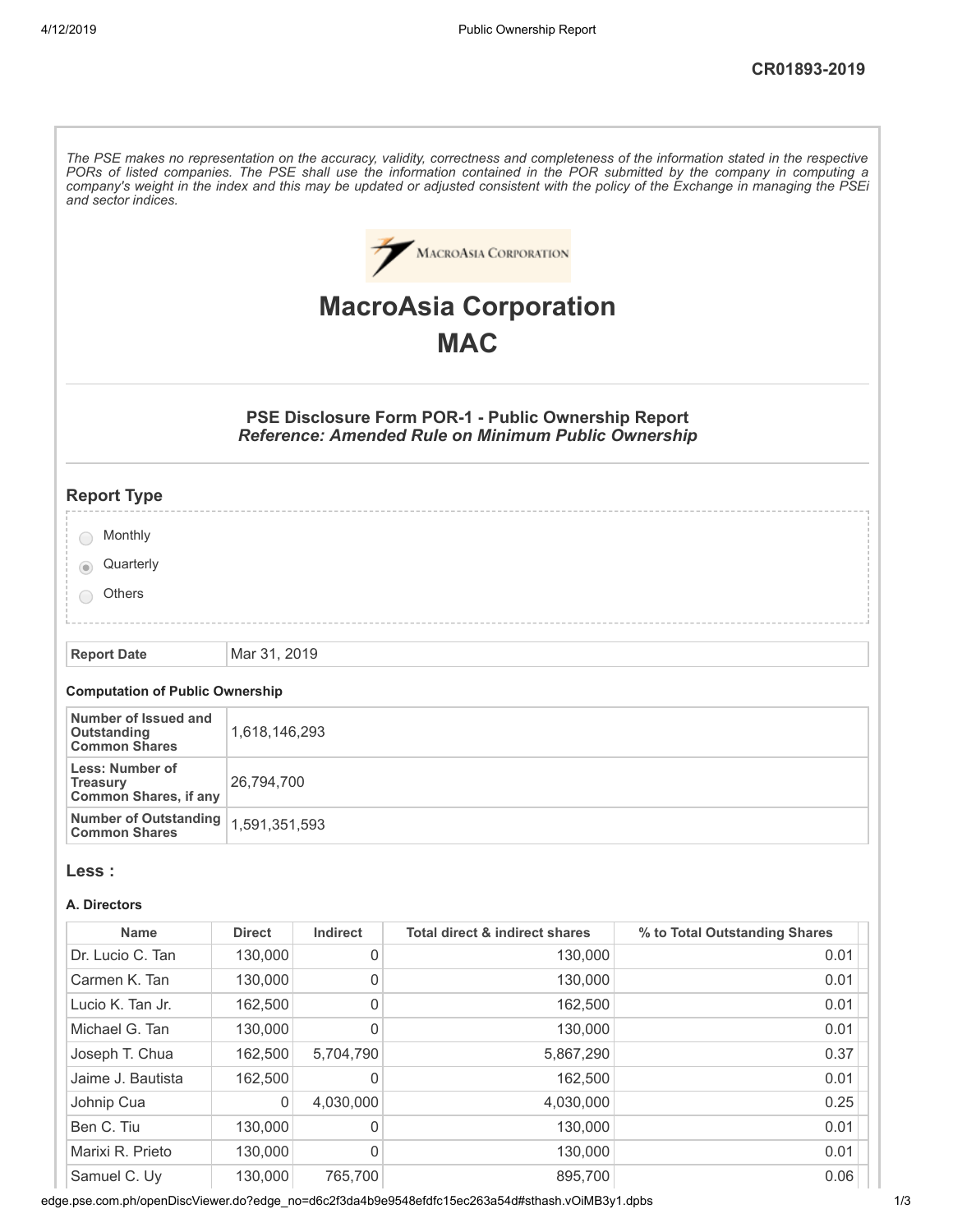CR01893-2019

*The PSE makes no representation on the accuracy, validity, correctness and completeness of the information stated in the respective PORs of listed companies. The PSE shall use the information contained in the POR submitted by the company in computing a company's weight in the index and this may be updated or adjusted consistent with the policy of the Exchange in managing the PSEi and sector indices.*

# MacroAsia Corporation
# MAC

### PSE Disclosure Form POR-1 - Public Ownership Report
### *Reference: Amended Rule on Minimum Public Ownership*

## Report Type

- ○ Monthly
- ◉ Quarterly
- ○ Others

| Report Date | Mar 31, 2019 |
|---|---|

#### Computation of Public Ownership

| | |
|---|---|
| **Number of Issued and Outstanding Common Shares** | 1,618,146,293 |
| **Less: Number of Treasury Common Shares, if any** | 26,794,700 |
| **Number of Outstanding Common Shares** | 1,591,351,593 |

## Less :

#### A. Directors

| Name | Direct | Indirect | Total direct & indirect shares | % to Total Outstanding Shares |
|---|---|---|---|---|
| Dr. Lucio C. Tan | 130,000 | 0 | 130,000 | 0.01 |
| Carmen K. Tan | 130,000 | 0 | 130,000 | 0.01 |
| Lucio K. Tan Jr. | 162,500 | 0 | 162,500 | 0.01 |
| Michael G. Tan | 130,000 | 0 | 130,000 | 0.01 |
| Joseph T. Chua | 162,500 | 5,704,790 | 5,867,290 | 0.37 |
| Jaime J. Bautista | 162,500 | 0 | 162,500 | 0.01 |
| Johnip Cua | 0 | 4,030,000 | 4,030,000 | 0.25 |
| Ben C. Tiu | 130,000 | 0 | 130,000 | 0.01 |
| Marixi R. Prieto | 130,000 | 0 | 130,000 | 0.01 |
| Samuel C. Uy | 130,000 | 765,700 | 895,700 | 0.06 |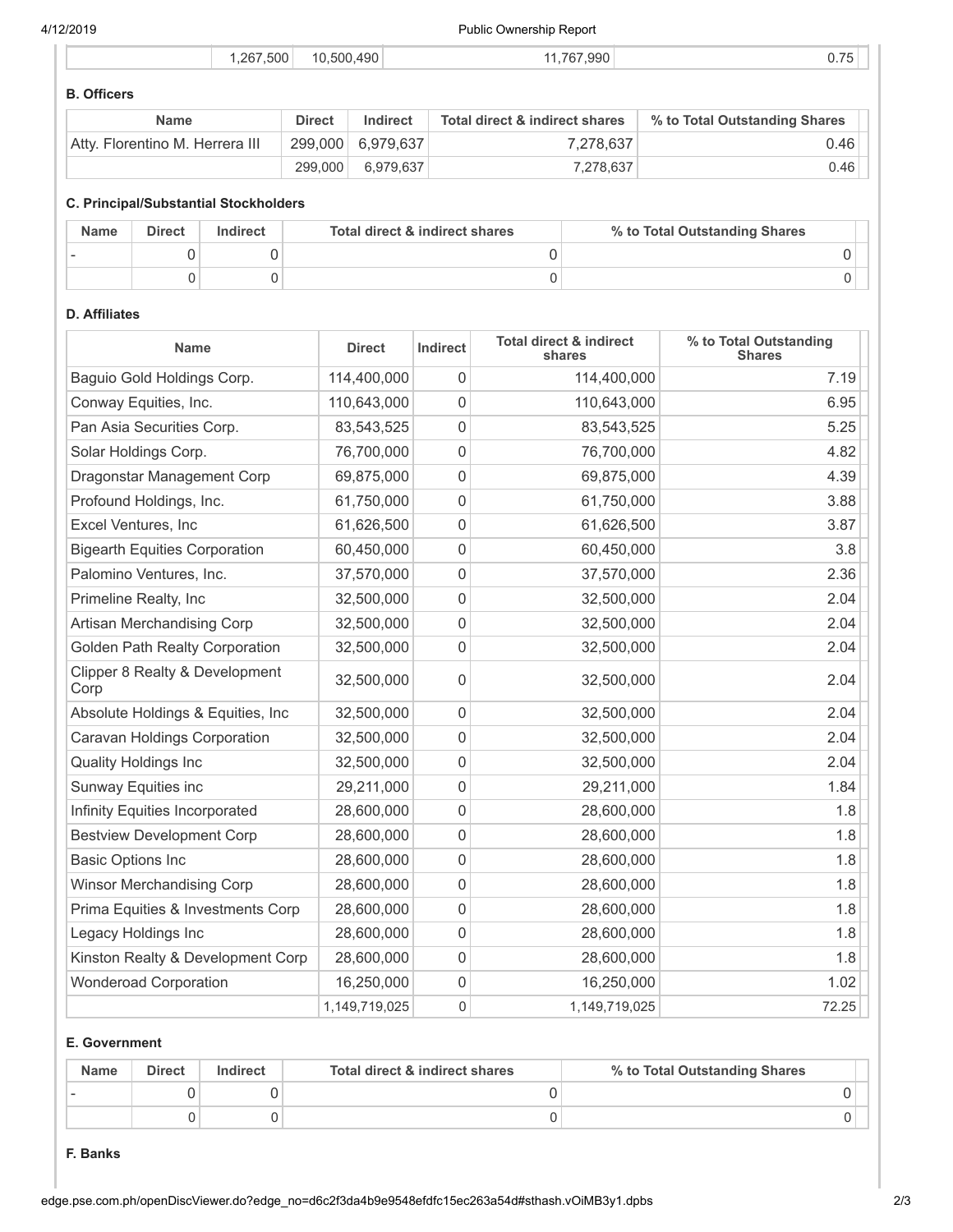|  | 1,267,500 | 10,500,490 | 11,767,990 | 0.75 |
|---|---|---|---|---|

### B. Officers

| Name | Direct | Indirect | Total direct & indirect shares | % to Total Outstanding Shares |
|---|---|---|---|---|
| Atty. Florentino M. Herrera III | 299,000 | 6,979,637 | 7,278,637 | 0.46 |
|  | 299,000 | 6,979,637 | 7,278,637 | 0.46 |

### C. Principal/Substantial Stockholders

| Name | Direct | Indirect | Total direct & indirect shares | % to Total Outstanding Shares |
|---|---|---|---|---|
| - | 0 | 0 | 0 | 0 |
|  | 0 | 0 | 0 | 0 |

### D. Affiliates

| Name | Direct | Indirect | Total direct & indirect shares | % to Total Outstanding Shares |
|---|---|---|---|---|
| Baguio Gold Holdings Corp. | 114,400,000 | 0 | 114,400,000 | 7.19 |
| Conway Equities, Inc. | 110,643,000 | 0 | 110,643,000 | 6.95 |
| Pan Asia Securities Corp. | 83,543,525 | 0 | 83,543,525 | 5.25 |
| Solar Holdings Corp. | 76,700,000 | 0 | 76,700,000 | 4.82 |
| Dragonstar Management Corp | 69,875,000 | 0 | 69,875,000 | 4.39 |
| Profound Holdings, Inc. | 61,750,000 | 0 | 61,750,000 | 3.88 |
| Excel Ventures, Inc | 61,626,500 | 0 | 61,626,500 | 3.87 |
| Bigearth Equities Corporation | 60,450,000 | 0 | 60,450,000 | 3.8 |
| Palomino Ventures, Inc. | 37,570,000 | 0 | 37,570,000 | 2.36 |
| Primeline Realty, Inc | 32,500,000 | 0 | 32,500,000 | 2.04 |
| Artisan Merchandising Corp | 32,500,000 | 0 | 32,500,000 | 2.04 |
| Golden Path Realty Corporation | 32,500,000 | 0 | 32,500,000 | 2.04 |
| Clipper 8 Realty & Development Corp | 32,500,000 | 0 | 32,500,000 | 2.04 |
| Absolute Holdings & Equities, Inc | 32,500,000 | 0 | 32,500,000 | 2.04 |
| Caravan Holdings Corporation | 32,500,000 | 0 | 32,500,000 | 2.04 |
| Quality Holdings Inc | 32,500,000 | 0 | 32,500,000 | 2.04 |
| Sunway Equities inc | 29,211,000 | 0 | 29,211,000 | 1.84 |
| Infinity Equities Incorporated | 28,600,000 | 0 | 28,600,000 | 1.8 |
| Bestview Development Corp | 28,600,000 | 0 | 28,600,000 | 1.8 |
| Basic Options Inc | 28,600,000 | 0 | 28,600,000 | 1.8 |
| Winsor Merchandising Corp | 28,600,000 | 0 | 28,600,000 | 1.8 |
| Prima Equities & Investments Corp | 28,600,000 | 0 | 28,600,000 | 1.8 |
| Legacy Holdings Inc | 28,600,000 | 0 | 28,600,000 | 1.8 |
| Kinston Realty & Development Corp | 28,600,000 | 0 | 28,600,000 | 1.8 |
| Wonderoad Corporation | 16,250,000 | 0 | 16,250,000 | 1.02 |
|  | 1,149,719,025 | 0 | 1,149,719,025 | 72.25 |

### E. Government

| Name | Direct | Indirect | Total direct & indirect shares | % to Total Outstanding Shares |
|---|---|---|---|---|
| - | 0 | 0 | 0 | 0 |
|  | 0 | 0 | 0 | 0 |

### F. Banks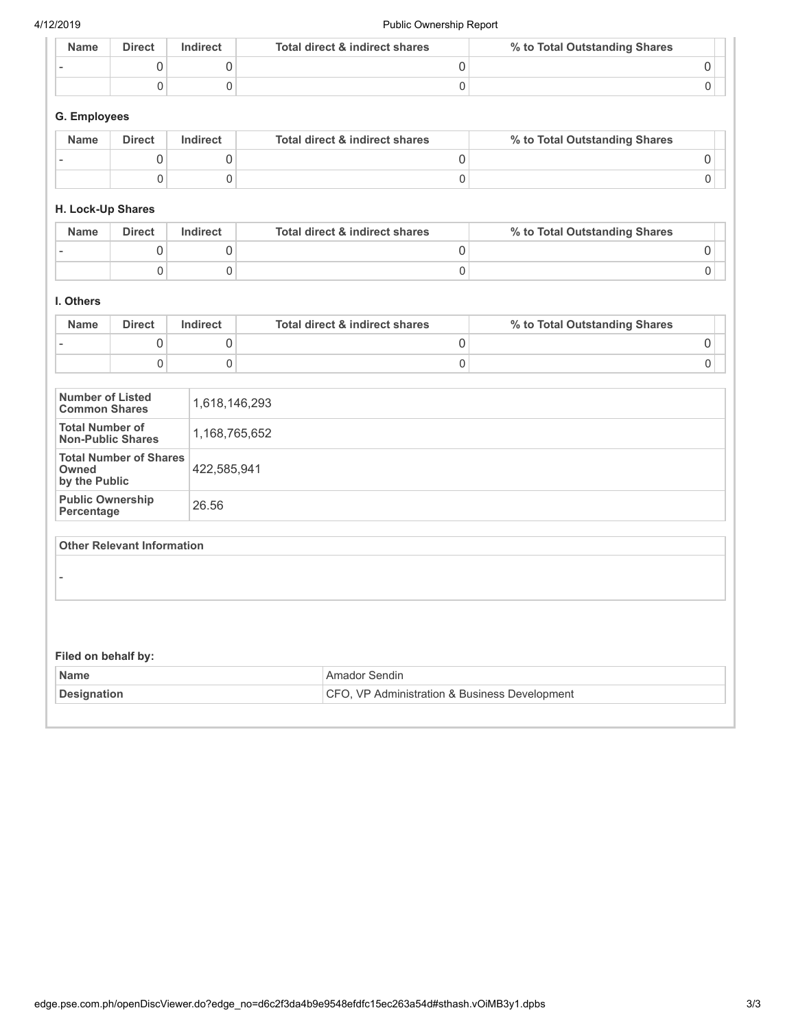| Name | Direct | Indirect | Total direct & indirect shares | % to Total Outstanding Shares |
|---|---|---|---|---|
| - | 0 | 0 | 0 | 0 |
| | 0 | 0 | 0 | 0 |

### G. Employees

| Name | Direct | Indirect | Total direct & indirect shares | % to Total Outstanding Shares |
|---|---|---|---|---|
| - | 0 | 0 | 0 | 0 |
| | 0 | 0 | 0 | 0 |

### H. Lock-Up Shares

| Name | Direct | Indirect | Total direct & indirect shares | % to Total Outstanding Shares |
|---|---|---|---|---|
| - | 0 | 0 | 0 | 0 |
| | 0 | 0 | 0 | 0 |

### I. Others

| Name | Direct | Indirect | Total direct & indirect shares | % to Total Outstanding Shares |
|---|---|---|---|---|
| - | 0 | 0 | 0 | 0 |
| | 0 | 0 | 0 | 0 |

| | |
|---|---|
| **Number of Listed Common Shares** | 1,618,146,293 |
| **Total Number of Non-Public Shares** | 1,168,765,652 |
| **Total Number of Shares Owned by the Public** | 422,585,941 |
| **Public Ownership Percentage** | 26.56 |

| **Other Relevant Information** |
|---|
| - |

**Filed on behalf by:**

| | |
|---|---|
| **Name** | Amador Sendin |
| **Designation** | CFO, VP Administration & Business Development |